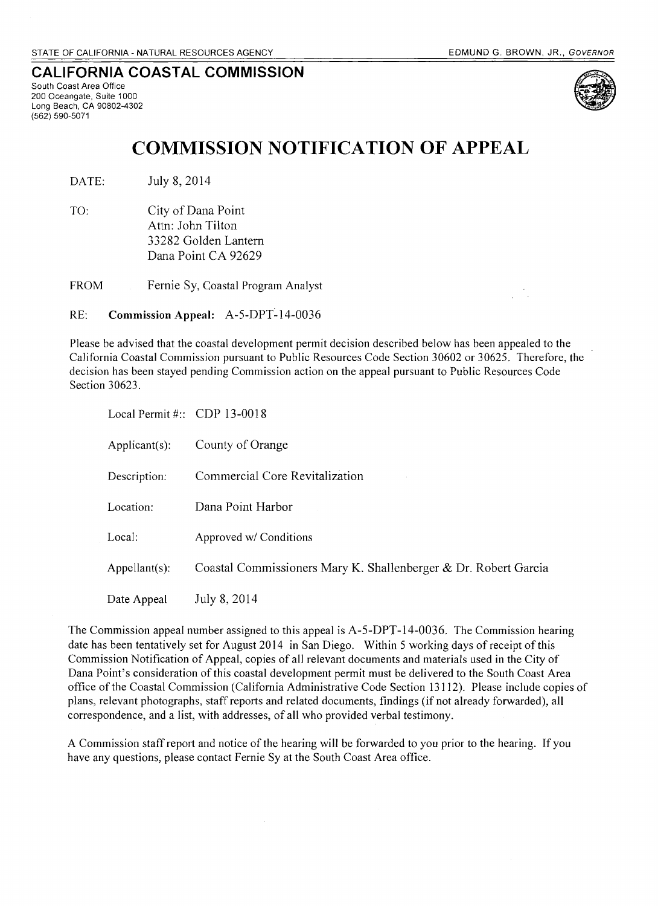STATE OF CALIFORNIA - NATURAL RESOURCES AGENCY

EDMUND G. BROWN, JR., *GOVERNOR*

**CALIFORNIA COASTAL COMMISSION**
South Coast Area Office
200 Oceangate, Suite 1000
Long Beach, CA 90802-4302
(562) 590-5071

# COMMISSION NOTIFICATION OF APPEAL

DATE: July 8, 2014

TO: City of Dana Point
Attn: John Tilton
33282 Golden Lantern
Dana Point CA 92629

FROM Fernie Sy, Coastal Program Analyst

RE: **Commission Appeal:** A-5-DPT-14-0036

Please be advised that the coastal development permit decision described below has been appealed to the California Coastal Commission pursuant to Public Resources Code Section 30602 or 30625. Therefore, the decision has been stayed pending Commission action on the appeal pursuant to Public Resources Code Section 30623.

Local Permit #:: CDP 13-0018

Applicant(s): County of Orange

Description: Commercial Core Revitalization

Location: Dana Point Harbor

Local: Approved w/ Conditions

Appellant(s): Coastal Commissioners Mary K. Shallenberger & Dr. Robert Garcia

Date Appeal July 8, 2014

The Commission appeal number assigned to this appeal is A-5-DPT-14-0036. The Commission hearing date has been tentatively set for August 2014 in San Diego. Within 5 working days of receipt of this Commission Notification of Appeal, copies of all relevant documents and materials used in the City of Dana Point's consideration of this coastal development permit must be delivered to the South Coast Area office of the Coastal Commission (California Administrative Code Section 13112). Please include copies of plans, relevant photographs, staff reports and related documents, findings (if not already forwarded), all correspondence, and a list, with addresses, of all who provided verbal testimony.

A Commission staff report and notice of the hearing will be forwarded to you prior to the hearing. If you have any questions, please contact Fernie Sy at the South Coast Area office.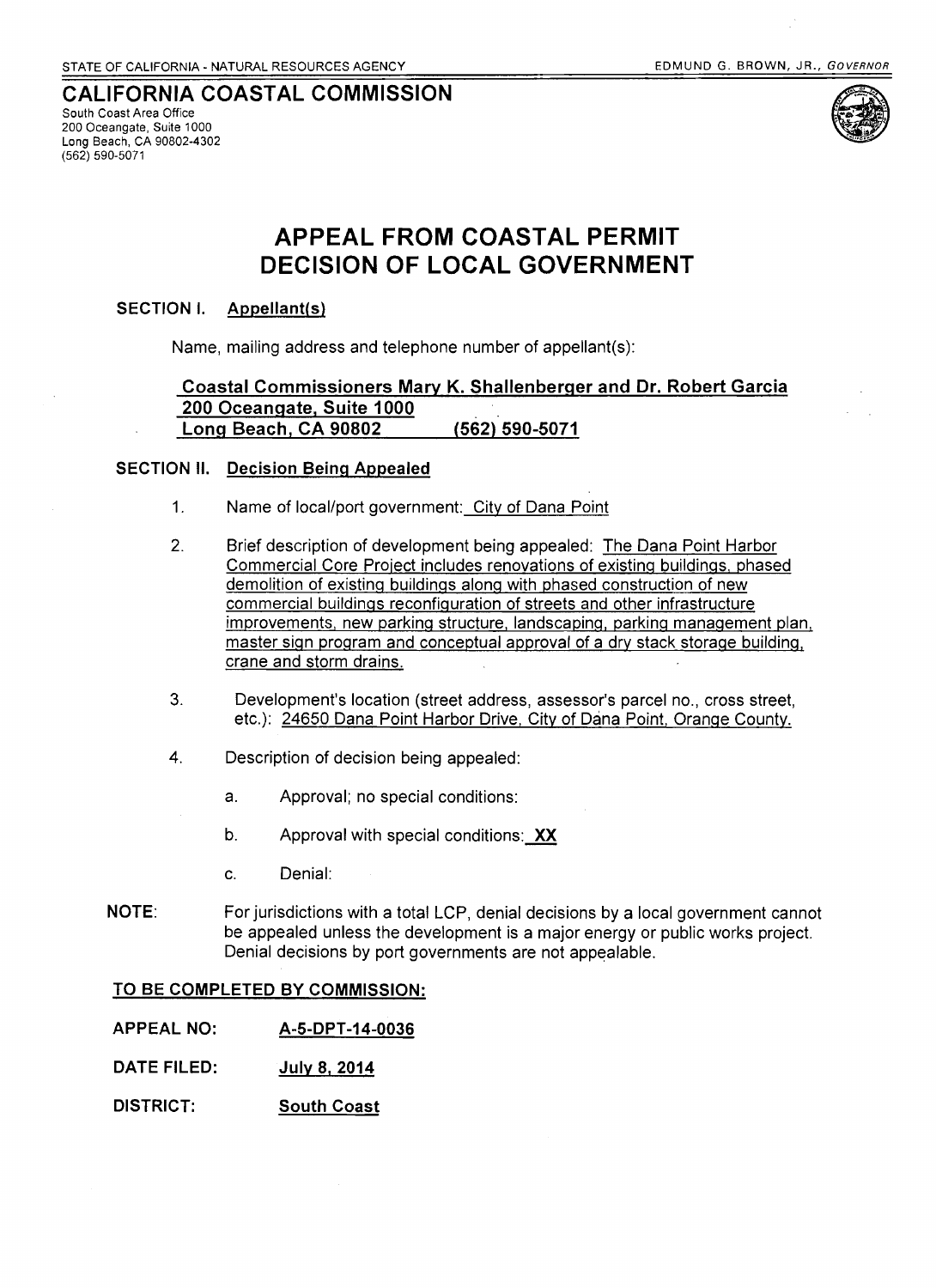STATE OF CALIFORNIA - NATURAL RESOURCES AGENCY EDMUND G. BROWN, JR., *GOVERNOR*

**CALIFORNIA COASTAL COMMISSION**
South Coast Area Office
200 Oceangate, Suite 1000
Long Beach, CA 90802-4302
(562) 590-5071

# APPEAL FROM COASTAL PERMIT DECISION OF LOCAL GOVERNMENT

## SECTION I. Appellant(s)

Name, mailing address and telephone number of appellant(s):

**Coastal Commissioners Mary K. Shallenberger and Dr. Robert Garcia**
**200 Oceangate, Suite 1000**
**Long Beach, CA 90802 (562) 590-5071**

## SECTION II. Decision Being Appealed

1. Name of local/port government: City of Dana Point

2. Brief description of development being appealed: The Dana Point Harbor Commercial Core Project includes renovations of existing buildings, phased demolition of existing buildings along with phased construction of new commercial buildings reconfiguration of streets and other infrastructure improvements, new parking structure, landscaping, parking management plan, master sign program and conceptual approval of a dry stack storage building, crane and storm drains.

3. Development's location (street address, assessor's parcel no., cross street, etc.): 24650 Dana Point Harbor Drive, City of Dana Point, Orange County.

4. Description of decision being appealed:

   a. Approval; no special conditions:

   b. Approval with special conditions: **XX**

   c. Denial:

**NOTE:** For jurisdictions with a total LCP, denial decisions by a local government cannot be appealed unless the development is a major energy or public works project. Denial decisions by port governments are not appealable.

**TO BE COMPLETED BY COMMISSION:**

**APPEAL NO:** **A-5-DPT-14-0036**

**DATE FILED:** **July 8, 2014**

**DISTRICT:** **South Coast**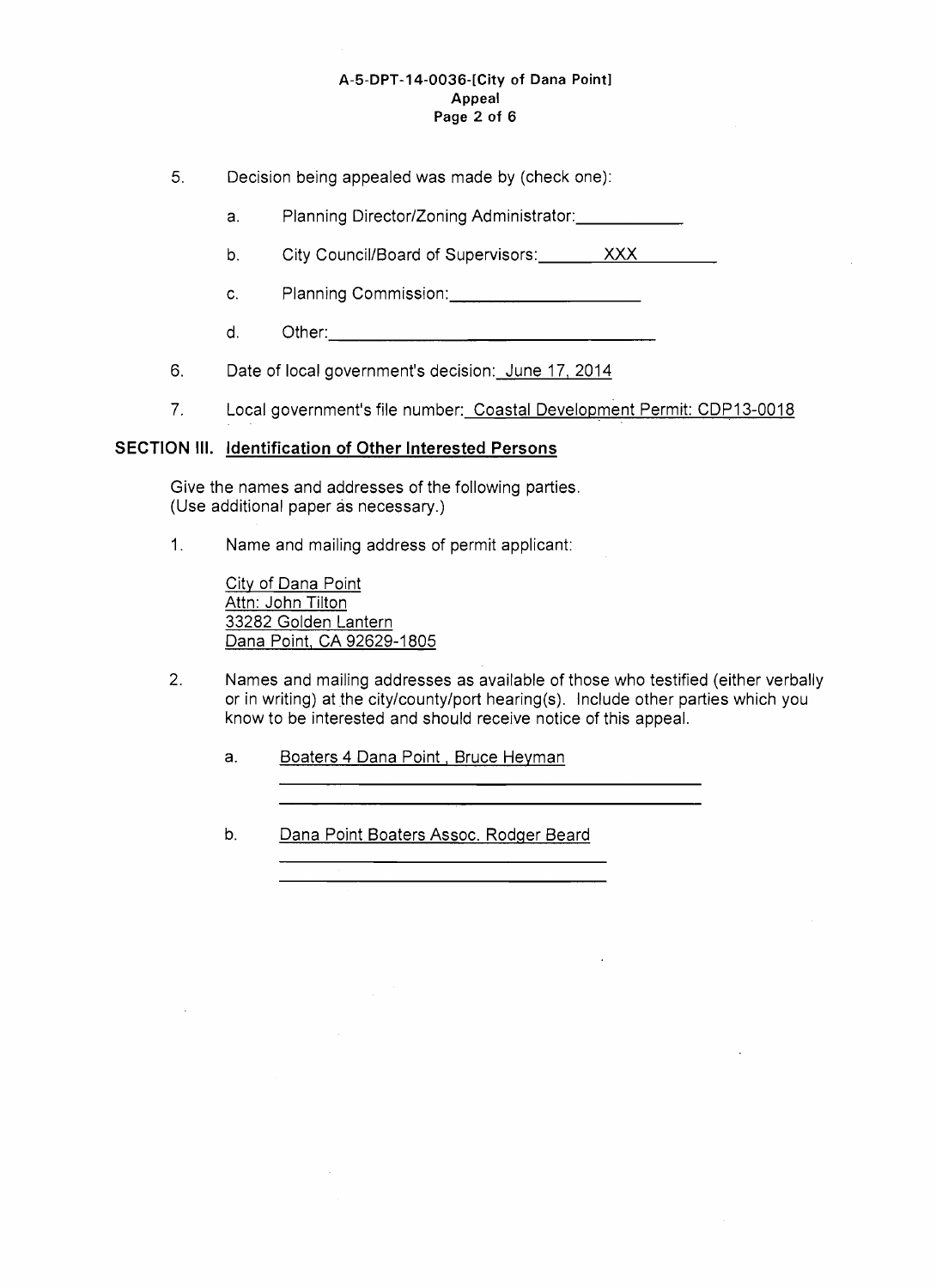5. Decision being appealed was made by (check one):

   a. Planning Director/Zoning Administrator: ___________

   b. City Council/Board of Supervisors: XXX

   c. Planning Commission: ___________

   d. Other: ___________

6. Date of local government's decision: June 17, 2014

7. Local government's file number: Coastal Development Permit: CDP13-0018

## SECTION III. Identification of Other Interested Persons

Give the names and addresses of the following parties.
(Use additional paper as necessary.)

1. Name and mailing address of permit applicant:

   City of Dana Point
   Attn: John Tilton
   33282 Golden Lantern
   Dana Point, CA 92629-1805

2. Names and mailing addresses as available of those who testified (either verbally or in writing) at the city/county/port hearing(s). Include other parties which you know to be interested and should receive notice of this appeal.

   a. Boaters 4 Dana Point, Bruce Heyman

   b. Dana Point Boaters Assoc. Rodger Beard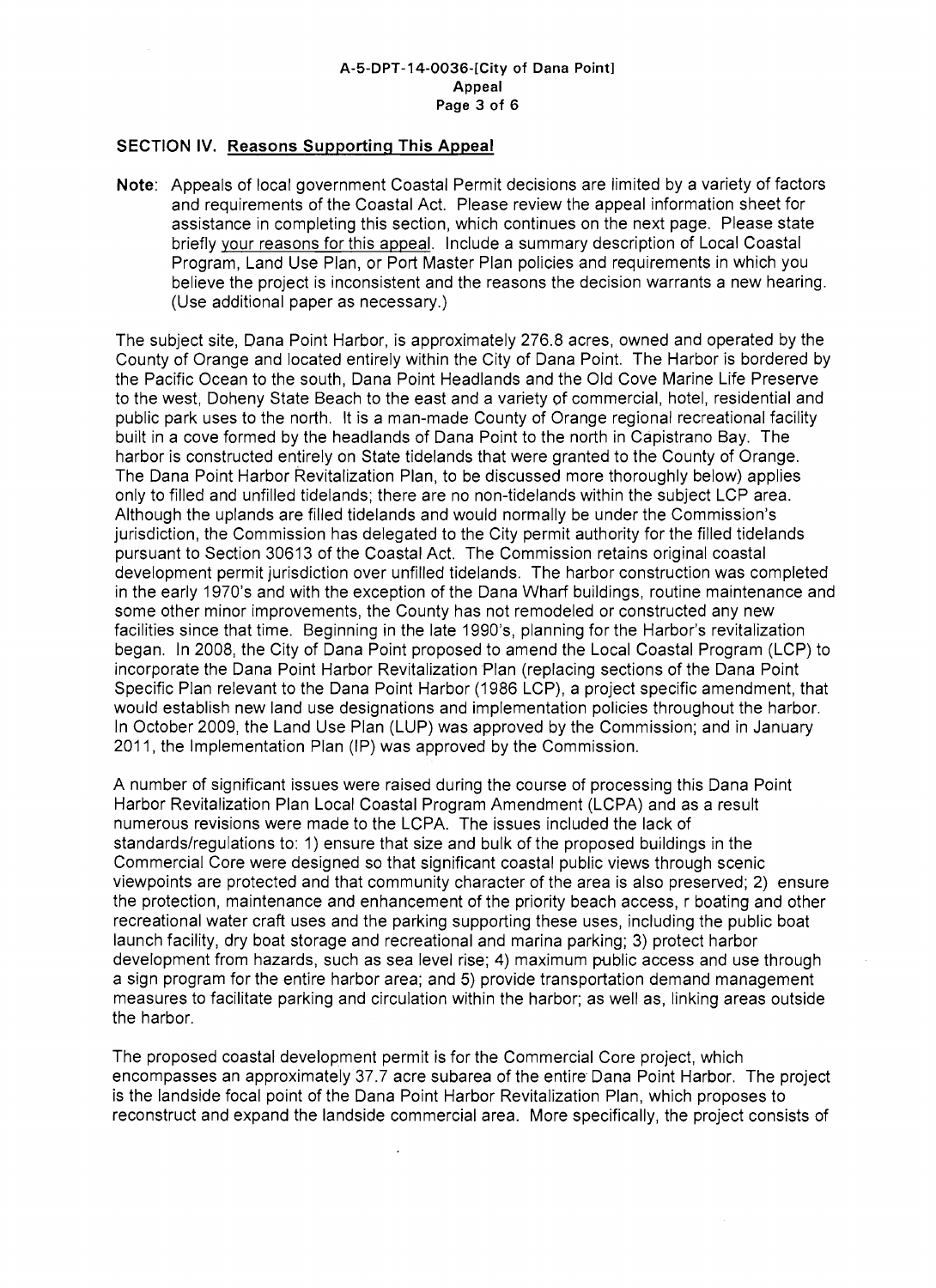## SECTION IV. Reasons Supporting This Appeal

**Note**: Appeals of local government Coastal Permit decisions are limited by a variety of factors and requirements of the Coastal Act. Please review the appeal information sheet for assistance in completing this section, which continues on the next page. Please state briefly your reasons for this appeal. Include a summary description of Local Coastal Program, Land Use Plan, or Port Master Plan policies and requirements in which you believe the project is inconsistent and the reasons the decision warrants a new hearing. (Use additional paper as necessary.)

The subject site, Dana Point Harbor, is approximately 276.8 acres, owned and operated by the County of Orange and located entirely within the City of Dana Point. The Harbor is bordered by the Pacific Ocean to the south, Dana Point Headlands and the Old Cove Marine Life Preserve to the west, Doheny State Beach to the east and a variety of commercial, hotel, residential and public park uses to the north. It is a man-made County of Orange regional recreational facility built in a cove formed by the headlands of Dana Point to the north in Capistrano Bay. The harbor is constructed entirely on State tidelands that were granted to the County of Orange. The Dana Point Harbor Revitalization Plan, to be discussed more thoroughly below) applies only to filled and unfilled tidelands; there are no non-tidelands within the subject LCP area. Although the uplands are filled tidelands and would normally be under the Commission's jurisdiction, the Commission has delegated to the City permit authority for the filled tidelands pursuant to Section 30613 of the Coastal Act. The Commission retains original coastal development permit jurisdiction over unfilled tidelands. The harbor construction was completed in the early 1970's and with the exception of the Dana Wharf buildings, routine maintenance and some other minor improvements, the County has not remodeled or constructed any new facilities since that time. Beginning in the late 1990's, planning for the Harbor's revitalization began. In 2008, the City of Dana Point proposed to amend the Local Coastal Program (LCP) to incorporate the Dana Point Harbor Revitalization Plan (replacing sections of the Dana Point Specific Plan relevant to the Dana Point Harbor (1986 LCP), a project specific amendment, that would establish new land use designations and implementation policies throughout the harbor. In October 2009, the Land Use Plan (LUP) was approved by the Commission; and in January 2011, the Implementation Plan (IP) was approved by the Commission.

A number of significant issues were raised during the course of processing this Dana Point Harbor Revitalization Plan Local Coastal Program Amendment (LCPA) and as a result numerous revisions were made to the LCPA. The issues included the lack of standards/regulations to: 1) ensure that size and bulk of the proposed buildings in the Commercial Core were designed so that significant coastal public views through scenic viewpoints are protected and that community character of the area is also preserved; 2) ensure the protection, maintenance and enhancement of the priority beach access, r boating and other recreational water craft uses and the parking supporting these uses, including the public boat launch facility, dry boat storage and recreational and marina parking; 3) protect harbor development from hazards, such as sea level rise; 4) maximum public access and use through a sign program for the entire harbor area; and 5) provide transportation demand management measures to facilitate parking and circulation within the harbor; as well as, linking areas outside the harbor.

The proposed coastal development permit is for the Commercial Core project, which encompasses an approximately 37.7 acre subarea of the entire Dana Point Harbor. The project is the landside focal point of the Dana Point Harbor Revitalization Plan, which proposes to reconstruct and expand the landside commercial area. More specifically, the project consists of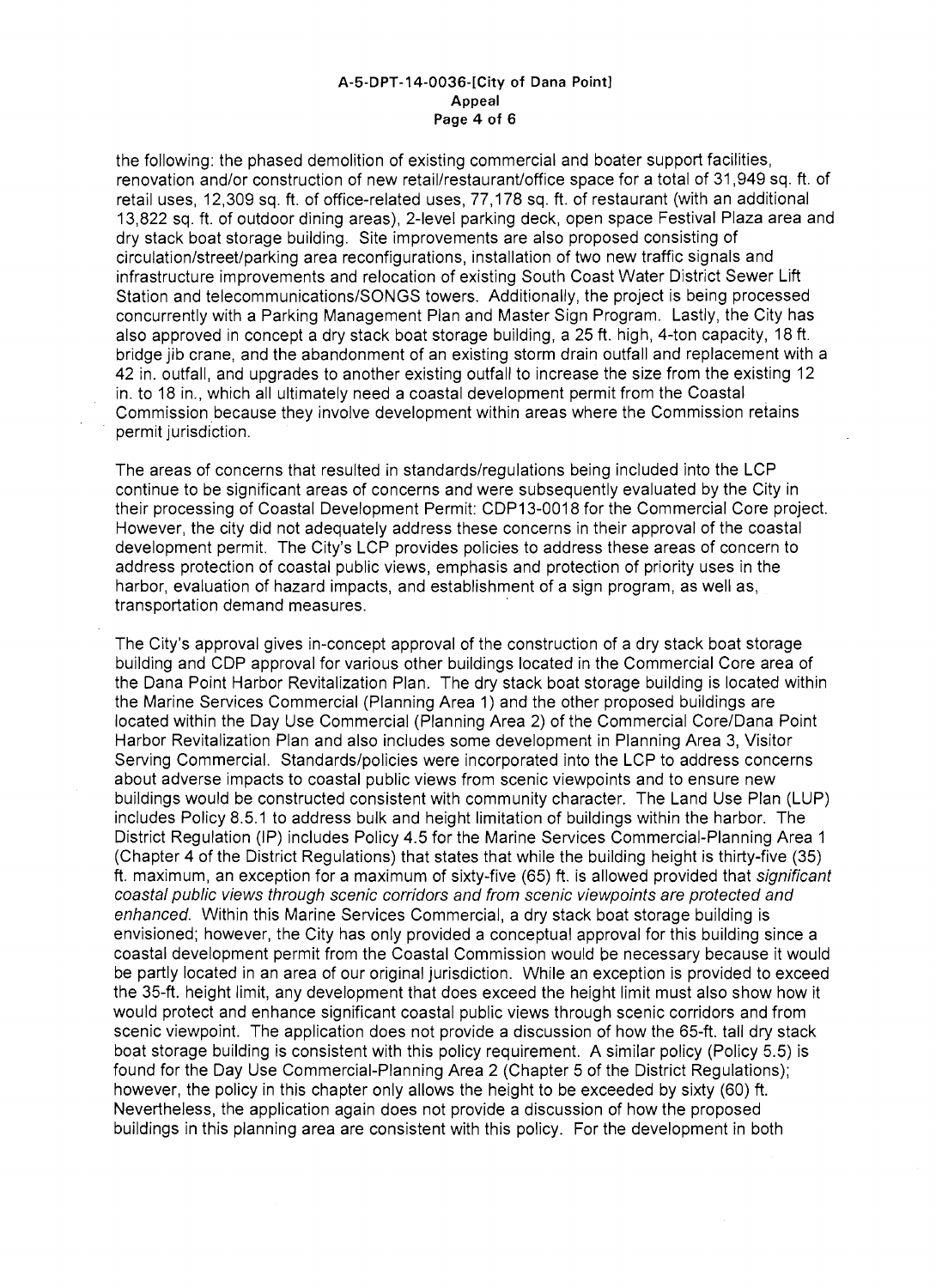the following: the phased demolition of existing commercial and boater support facilities, renovation and/or construction of new retail/restaurant/office space for a total of 31,949 sq. ft. of retail uses, 12,309 sq. ft. of office-related uses, 77,178 sq. ft. of restaurant (with an additional 13,822 sq. ft. of outdoor dining areas), 2-level parking deck, open space Festival Plaza area and dry stack boat storage building. Site improvements are also proposed consisting of circulation/street/parking area reconfigurations, installation of two new traffic signals and infrastructure improvements and relocation of existing South Coast Water District Sewer Lift Station and telecommunications/SONGS towers. Additionally, the project is being processed concurrently with a Parking Management Plan and Master Sign Program. Lastly, the City has also approved in concept a dry stack boat storage building, a 25 ft. high, 4-ton capacity, 18 ft. bridge jib crane, and the abandonment of an existing storm drain outfall and replacement with a 42 in. outfall, and upgrades to another existing outfall to increase the size from the existing 12 in. to 18 in., which all ultimately need a coastal development permit from the Coastal Commission because they involve development within areas where the Commission retains permit jurisdiction.

The areas of concerns that resulted in standards/regulations being included into the LCP continue to be significant areas of concerns and were subsequently evaluated by the City in their processing of Coastal Development Permit: CDP13-0018 for the Commercial Core project. However, the city did not adequately address these concerns in their approval of the coastal development permit. The City's LCP provides policies to address these areas of concern to address protection of coastal public views, emphasis and protection of priority uses in the harbor, evaluation of hazard impacts, and establishment of a sign program, as well as, transportation demand measures.

The City's approval gives in-concept approval of the construction of a dry stack boat storage building and CDP approval for various other buildings located in the Commercial Core area of the Dana Point Harbor Revitalization Plan. The dry stack boat storage building is located within the Marine Services Commercial (Planning Area 1) and the other proposed buildings are located within the Day Use Commercial (Planning Area 2) of the Commercial Core/Dana Point Harbor Revitalization Plan and also includes some development in Planning Area 3, Visitor Serving Commercial. Standards/policies were incorporated into the LCP to address concerns about adverse impacts to coastal public views from scenic viewpoints and to ensure new buildings would be constructed consistent with community character. The Land Use Plan (LUP) includes Policy 8.5.1 to address bulk and height limitation of buildings within the harbor. The District Regulation (IP) includes Policy 4.5 for the Marine Services Commercial-Planning Area 1 (Chapter 4 of the District Regulations) that states that while the building height is thirty-five (35) ft. maximum, an exception for a maximum of sixty-five (65) ft. is allowed provided that *significant coastal public views through scenic corridors and from scenic viewpoints are protected and enhanced.* Within this Marine Services Commercial, a dry stack boat storage building is envisioned; however, the City has only provided a conceptual approval for this building since a coastal development permit from the Coastal Commission would be necessary because it would be partly located in an area of our original jurisdiction. While an exception is provided to exceed the 35-ft. height limit, any development that does exceed the height limit must also show how it would protect and enhance significant coastal public views through scenic corridors and from scenic viewpoint. The application does not provide a discussion of how the 65-ft. tall dry stack boat storage building is consistent with this policy requirement. A similar policy (Policy 5.5) is found for the Day Use Commercial-Planning Area 2 (Chapter 5 of the District Regulations); however, the policy in this chapter only allows the height to be exceeded by sixty (60) ft. Nevertheless, the application again does not provide a discussion of how the proposed buildings in this planning area are consistent with this policy. For the development in both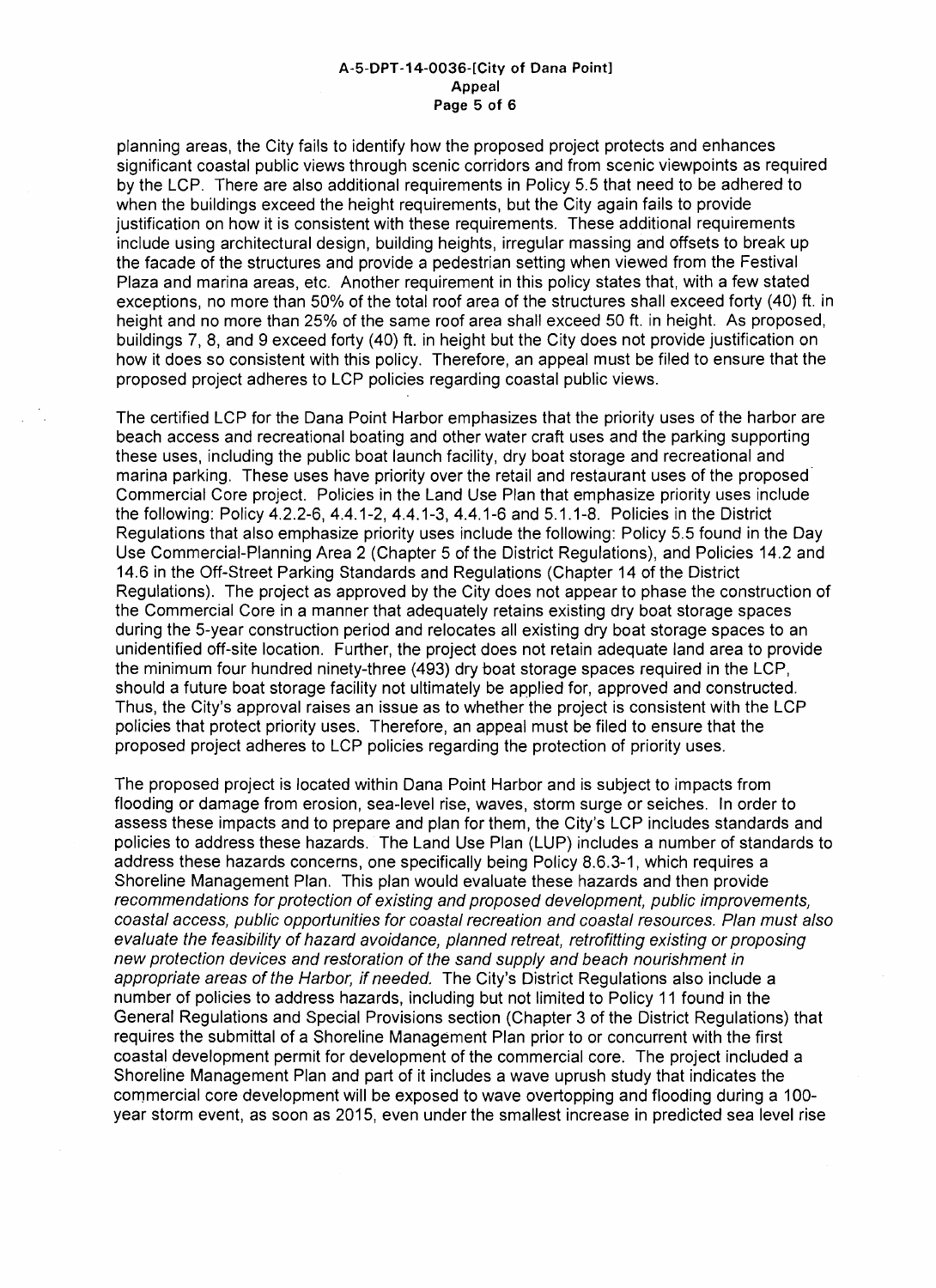planning areas, the City fails to identify how the proposed project protects and enhances significant coastal public views through scenic corridors and from scenic viewpoints as required by the LCP. There are also additional requirements in Policy 5.5 that need to be adhered to when the buildings exceed the height requirements, but the City again fails to provide justification on how it is consistent with these requirements. These additional requirements include using architectural design, building heights, irregular massing and offsets to break up the facade of the structures and provide a pedestrian setting when viewed from the Festival Plaza and marina areas, etc. Another requirement in this policy states that, with a few stated exceptions, no more than 50% of the total roof area of the structures shall exceed forty (40) ft. in height and no more than 25% of the same roof area shall exceed 50 ft. in height. As proposed, buildings 7, 8, and 9 exceed forty (40) ft. in height but the City does not provide justification on how it does so consistent with this policy. Therefore, an appeal must be filed to ensure that the proposed project adheres to LCP policies regarding coastal public views.

The certified LCP for the Dana Point Harbor emphasizes that the priority uses of the harbor are beach access and recreational boating and other water craft uses and the parking supporting these uses, including the public boat launch facility, dry boat storage and recreational and marina parking. These uses have priority over the retail and restaurant uses of the proposed Commercial Core project. Policies in the Land Use Plan that emphasize priority uses include the following: Policy 4.2.2-6, 4.4.1-2, 4.4.1-3, 4.4.1-6 and 5.1.1-8. Policies in the District Regulations that also emphasize priority uses include the following: Policy 5.5 found in the Day Use Commercial-Planning Area 2 (Chapter 5 of the District Regulations), and Policies 14.2 and 14.6 in the Off-Street Parking Standards and Regulations (Chapter 14 of the District Regulations). The project as approved by the City does not appear to phase the construction of the Commercial Core in a manner that adequately retains existing dry boat storage spaces during the 5-year construction period and relocates all existing dry boat storage spaces to an unidentified off-site location. Further, the project does not retain adequate land area to provide the minimum four hundred ninety-three (493) dry boat storage spaces required in the LCP, should a future boat storage facility not ultimately be applied for, approved and constructed. Thus, the City's approval raises an issue as to whether the project is consistent with the LCP policies that protect priority uses. Therefore, an appeal must be filed to ensure that the proposed project adheres to LCP policies regarding the protection of priority uses.

The proposed project is located within Dana Point Harbor and is subject to impacts from flooding or damage from erosion, sea-level rise, waves, storm surge or seiches. In order to assess these impacts and to prepare and plan for them, the City's LCP includes standards and policies to address these hazards. The Land Use Plan (LUP) includes a number of standards to address these hazards concerns, one specifically being Policy 8.6.3-1, which requires a Shoreline Management Plan. This plan would evaluate these hazards and then provide *recommendations for protection of existing and proposed development, public improvements, coastal access, public opportunities for coastal recreation and coastal resources. Plan must also evaluate the feasibility of hazard avoidance, planned retreat, retrofitting existing or proposing new protection devices and restoration of the sand supply and beach nourishment in appropriate areas of the Harbor, if needed.* The City's District Regulations also include a number of policies to address hazards, including but not limited to Policy 11 found in the General Regulations and Special Provisions section (Chapter 3 of the District Regulations) that requires the submittal of a Shoreline Management Plan prior to or concurrent with the first coastal development permit for development of the commercial core. The project included a Shoreline Management Plan and part of it includes a wave uprush study that indicates the commercial core development will be exposed to wave overtopping and flooding during a 100-year storm event, as soon as 2015, even under the smallest increase in predicted sea level rise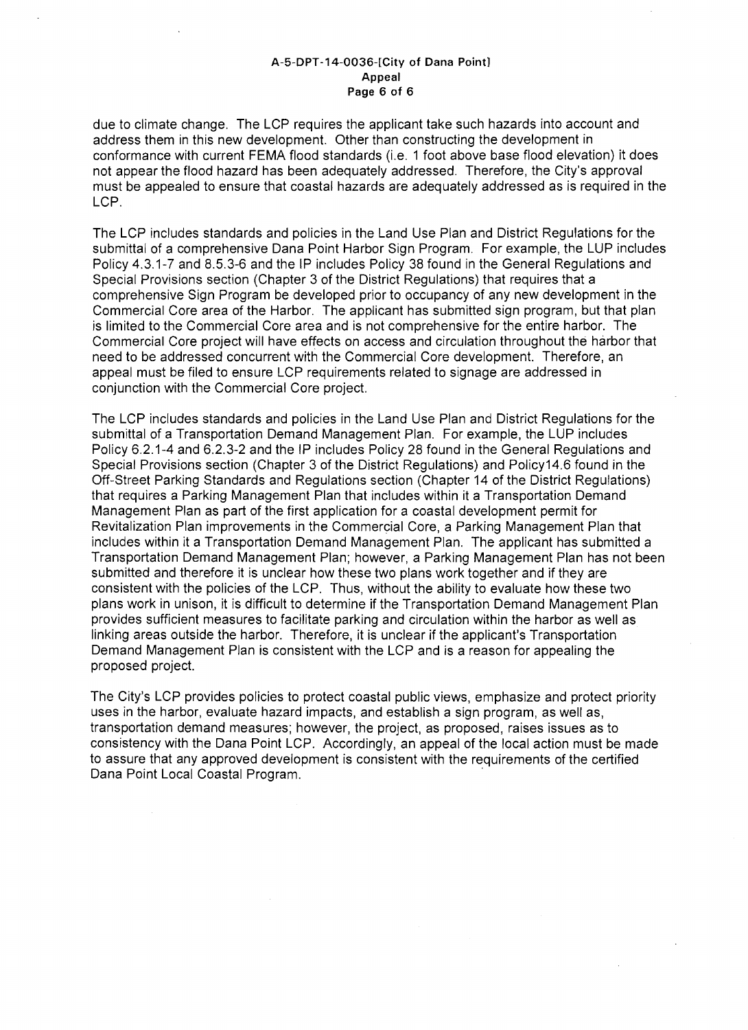due to climate change. The LCP requires the applicant take such hazards into account and address them in this new development. Other than constructing the development in conformance with current FEMA flood standards (i.e. 1 foot above base flood elevation) it does not appear the flood hazard has been adequately addressed. Therefore, the City's approval must be appealed to ensure that coastal hazards are adequately addressed as is required in the LCP.

The LCP includes standards and policies in the Land Use Plan and District Regulations for the submittal of a comprehensive Dana Point Harbor Sign Program. For example, the LUP includes Policy 4.3.1-7 and 8.5.3-6 and the IP includes Policy 38 found in the General Regulations and Special Provisions section (Chapter 3 of the District Regulations) that requires that a comprehensive Sign Program be developed prior to occupancy of any new development in the Commercial Core area of the Harbor. The applicant has submitted sign program, but that plan is limited to the Commercial Core area and is not comprehensive for the entire harbor. The Commercial Core project will have effects on access and circulation throughout the harbor that need to be addressed concurrent with the Commercial Core development. Therefore, an appeal must be filed to ensure LCP requirements related to signage are addressed in conjunction with the Commercial Core project.

The LCP includes standards and policies in the Land Use Plan and District Regulations for the submittal of a Transportation Demand Management Plan. For example, the LUP includes Policy 6.2.1-4 and 6.2.3-2 and the IP includes Policy 28 found in the General Regulations and Special Provisions section (Chapter 3 of the District Regulations) and Policy14.6 found in the Off-Street Parking Standards and Regulations section (Chapter 14 of the District Regulations) that requires a Parking Management Plan that includes within it a Transportation Demand Management Plan as part of the first application for a coastal development permit for Revitalization Plan improvements in the Commercial Core, a Parking Management Plan that includes within it a Transportation Demand Management Plan. The applicant has submitted a Transportation Demand Management Plan; however, a Parking Management Plan has not been submitted and therefore it is unclear how these two plans work together and if they are consistent with the policies of the LCP. Thus, without the ability to evaluate how these two plans work in unison, it is difficult to determine if the Transportation Demand Management Plan provides sufficient measures to facilitate parking and circulation within the harbor as well as linking areas outside the harbor. Therefore, it is unclear if the applicant's Transportation Demand Management Plan is consistent with the LCP and is a reason for appealing the proposed project.

The City's LCP provides policies to protect coastal public views, emphasize and protect priority uses in the harbor, evaluate hazard impacts, and establish a sign program, as well as, transportation demand measures; however, the project, as proposed, raises issues as to consistency with the Dana Point LCP. Accordingly, an appeal of the local action must be made to assure that any approved development is consistent with the requirements of the certified Dana Point Local Coastal Program.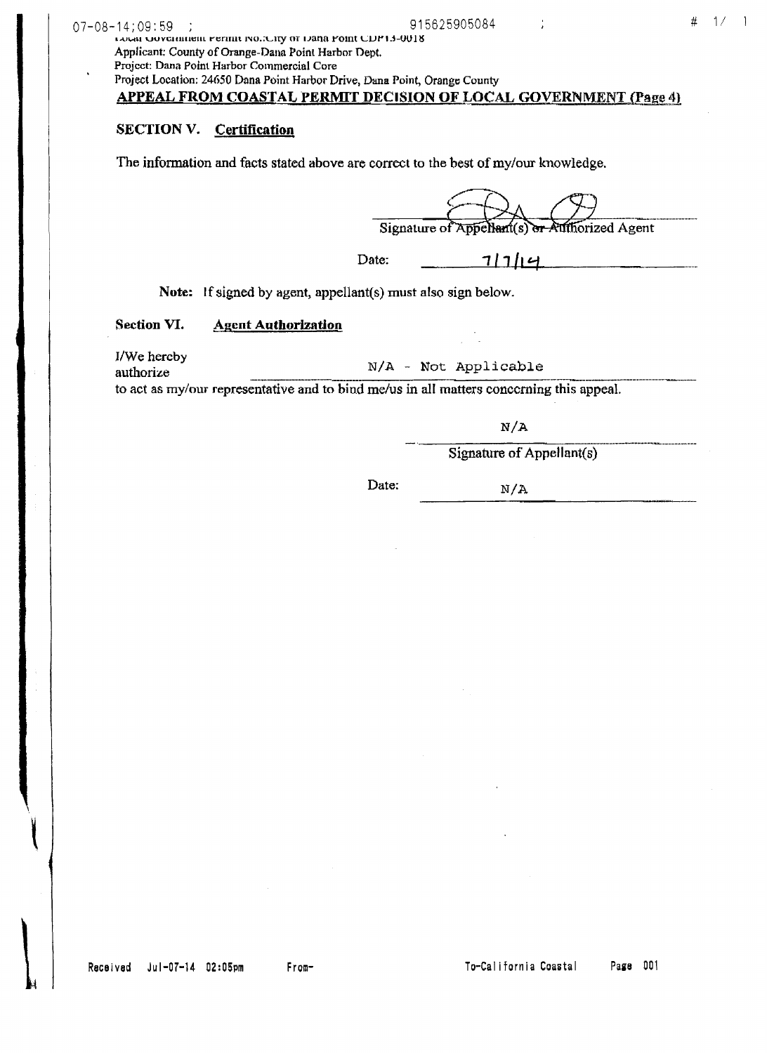Local Government Permit No.:City of Dana Point CDP13-0018
Applicant: County of Orange-Dana Point Harbor Dept.
Project: Dana Point Harbor Commercial Core
Project Location: 24650 Dana Point Harbor Drive, Dana Point, Orange County

## APPEAL FROM COASTAL PERMIT DECISION OF LOCAL GOVERNMENT (Page 4)

### SECTION V. Certification

The information and facts stated above are correct to the best of my/our knowledge.

Signature of ~~Appellant(s) or~~ Authorized Agent

Date: 7/7/14

**Note:** If signed by agent, appellant(s) must also sign below.

### Section VI. Agent Authorization

I/We hereby authorize N/A - Not Applicable
to act as my/our representative and to bind me/us in all matters concerning this appeal.

N/A
Signature of Appellant(s)

Date: N/A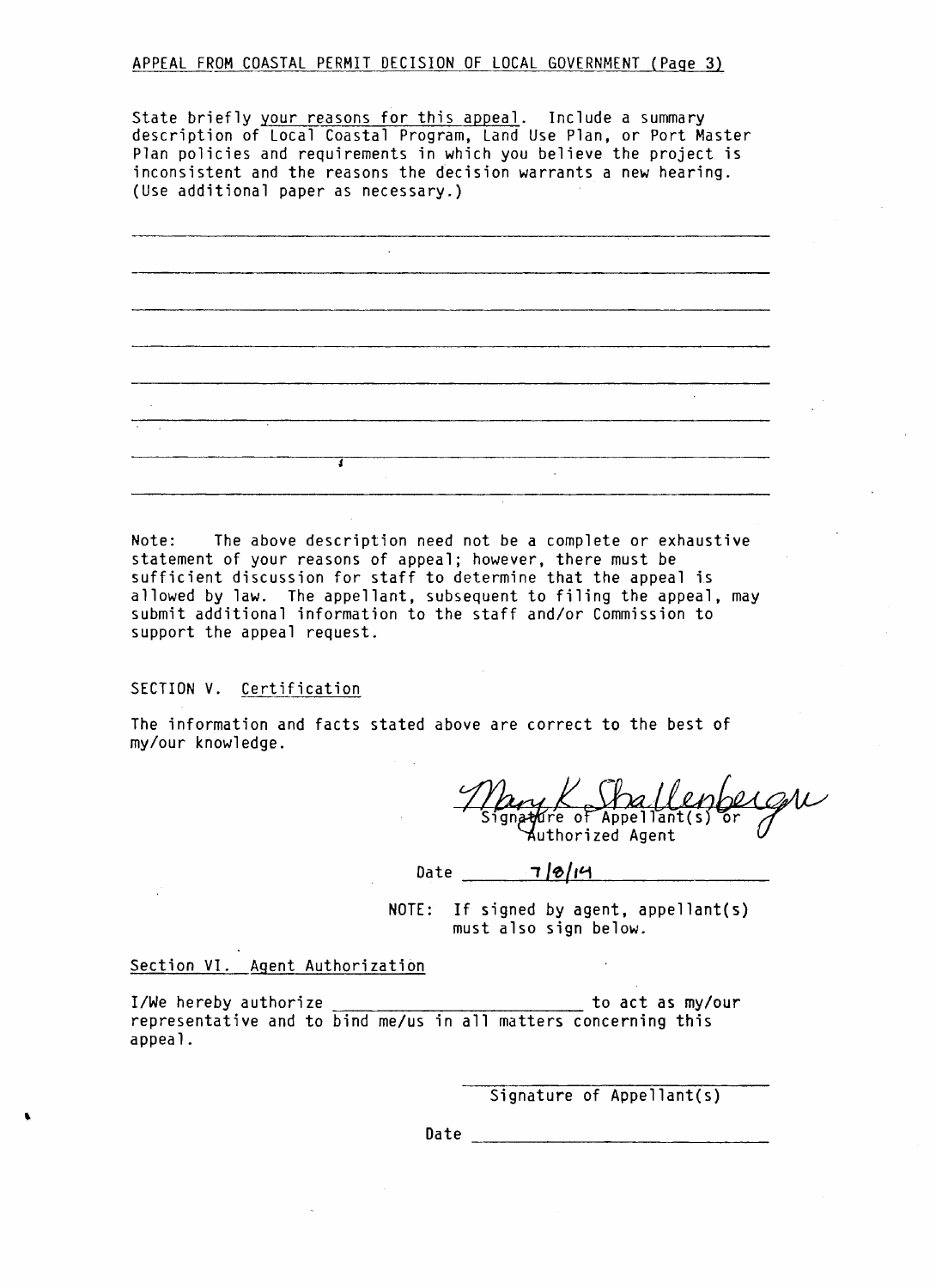APPEAL FROM COASTAL PERMIT DECISION OF LOCAL GOVERNMENT (Page 3)

State briefly your reasons for this appeal. Include a summary description of Local Coastal Program, Land Use Plan, or Port Master Plan policies and requirements in which you believe the project is inconsistent and the reasons the decision warrants a new hearing. (Use additional paper as necessary.)

Note: The above description need not be a complete or exhaustive statement of your reasons of appeal; however, there must be sufficient discussion for staff to determine that the appeal is allowed by law. The appellant, subsequent to filing the appeal, may submit additional information to the staff and/or Commission to support the appeal request.

SECTION V. Certification

The information and facts stated above are correct to the best of my/our knowledge.

Mary K Shallenberger

Signature of Appellant(s) or Authorized Agent

Date 7/8/14

NOTE: If signed by agent, appellant(s) must also sign below.

Section VI. Agent Authorization

I/We hereby authorize ______________________ to act as my/our representative and to bind me/us in all matters concerning this appeal.

Signature of Appellant(s)

Date ______________________